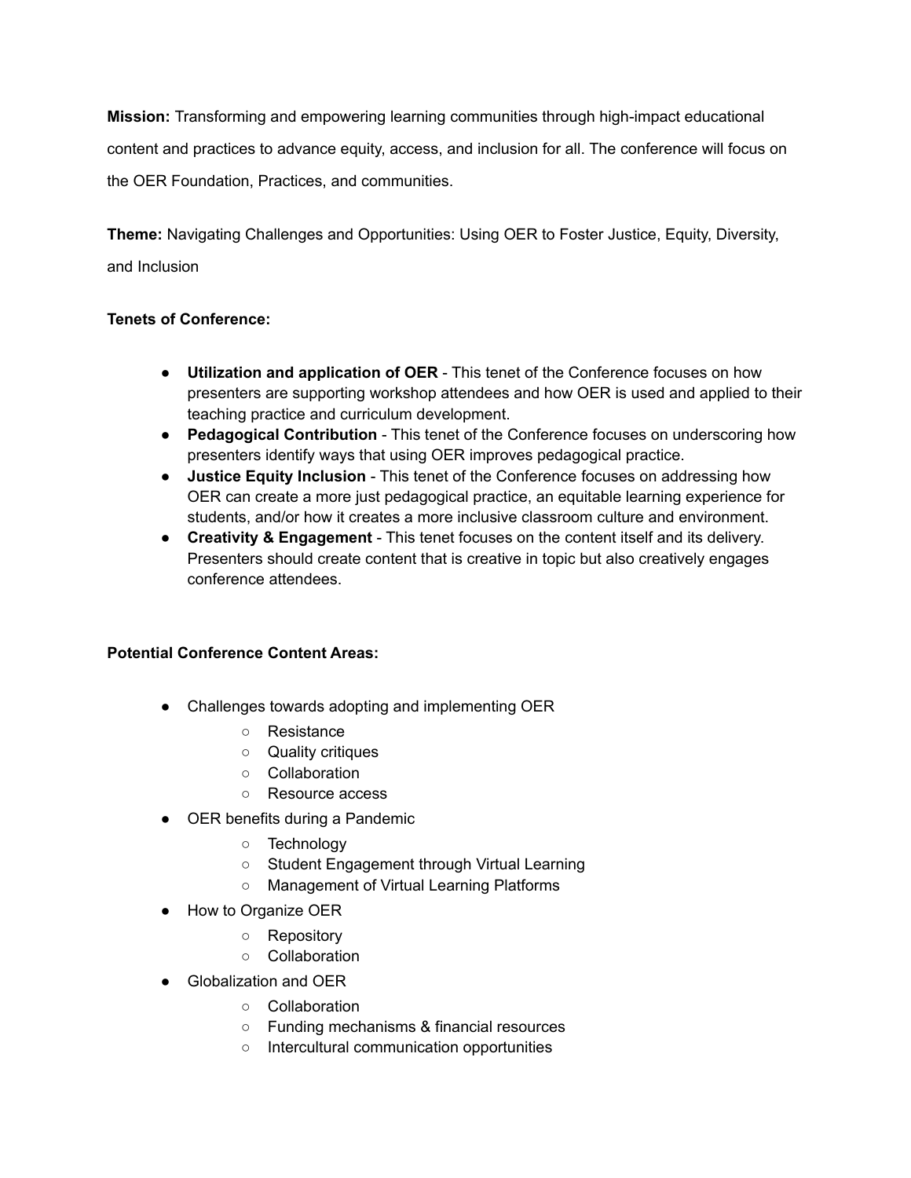**Mission:** Transforming and empowering learning communities through high-impact educational content and practices to advance equity, access, and inclusion for all. The conference will focus on the OER Foundation, Practices, and communities.

**Theme:** Navigating Challenges and Opportunities: Using OER to Foster Justice, Equity, Diversity, and Inclusion

**Tenets of Conference:**

- **Utilization and application of OER** - This tenet of the Conference focuses on how presenters are supporting workshop attendees and how OER is used and applied to their teaching practice and curriculum development.
- **Pedagogical Contribution** - This tenet of the Conference focuses on underscoring how presenters identify ways that using OER improves pedagogical practice.
- **Justice Equity Inclusion** - This tenet of the Conference focuses on addressing how OER can create a more just pedagogical practice, an equitable learning experience for students, and/or how it creates a more inclusive classroom culture and environment.
- **Creativity & Engagement** - This tenet focuses on the content itself and its delivery. Presenters should create content that is creative in topic but also creatively engages conference attendees.

**Potential Conference Content Areas:**

- Challenges towards adopting and implementing OER
  - Resistance
  - Quality critiques
  - Collaboration
  - Resource access
- OER benefits during a Pandemic
  - Technology
  - Student Engagement through Virtual Learning
  - Management of Virtual Learning Platforms
- How to Organize OER
  - Repository
  - Collaboration
- Globalization and OER
  - Collaboration
  - Funding mechanisms & financial resources
  - Intercultural communication opportunities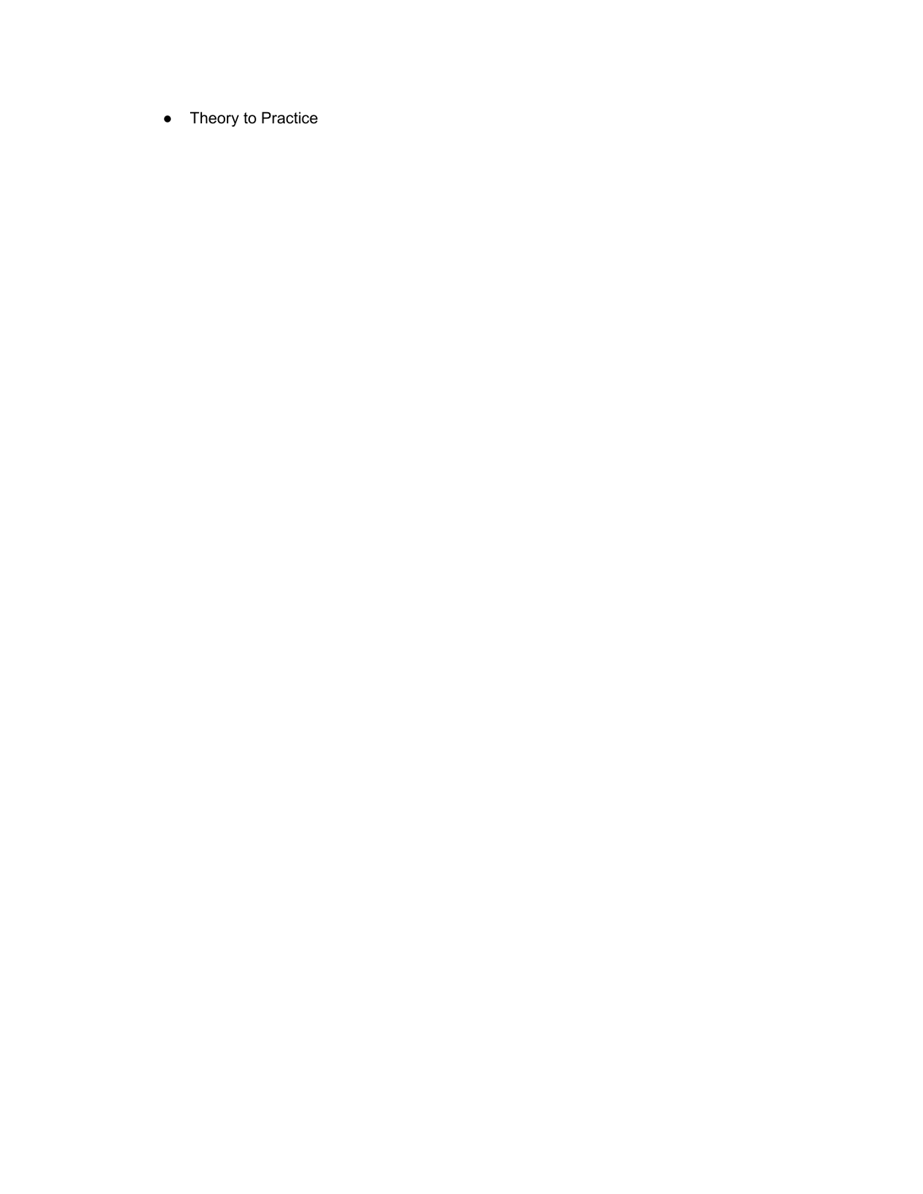- Theory to Practice